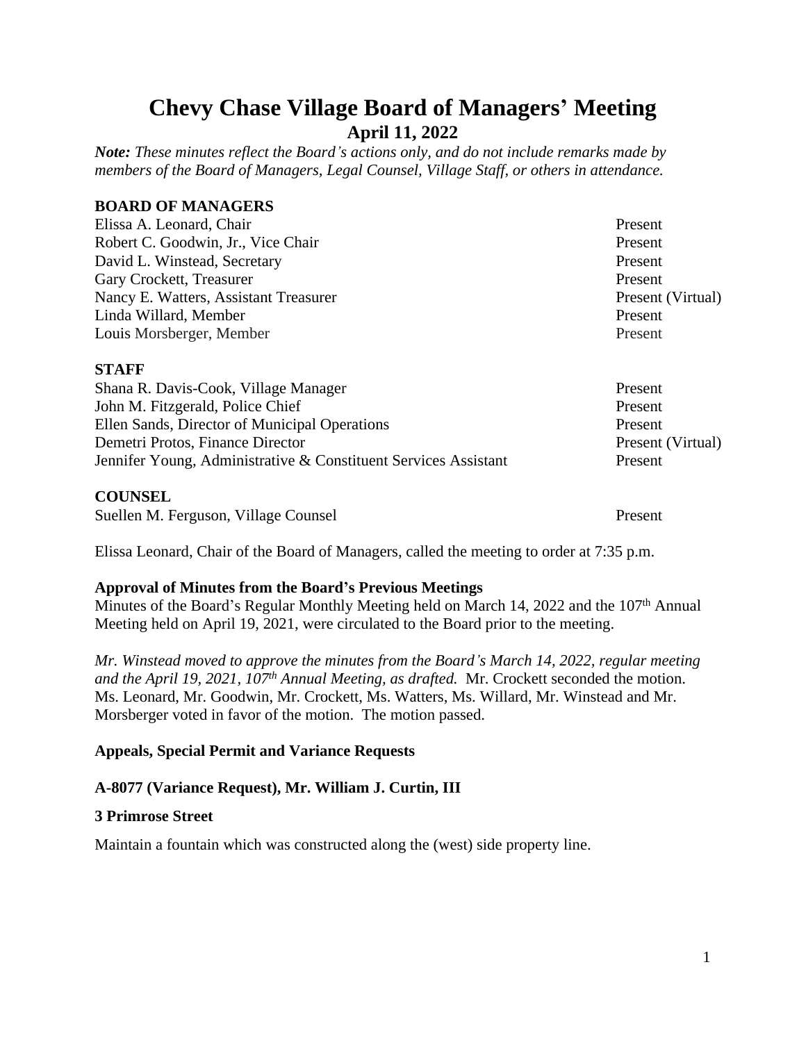# Chevy Chase Village Board of Managers' Meeting

## April 11, 2022

***Note:*** *These minutes reflect the Board's actions only, and do not include remarks made by members of the Board of Managers, Legal Counsel, Village Staff, or others in attendance.*

**BOARD OF MANAGERS**

| | |
|---|---|
| Elissa A. Leonard, Chair | Present |
| Robert C. Goodwin, Jr., Vice Chair | Present |
| David L. Winstead, Secretary | Present |
| Gary Crockett, Treasurer | Present |
| Nancy E. Watters, Assistant Treasurer | Present (Virtual) |
| Linda Willard, Member | Present |
| Louis Morsberger, Member | Present |

**STAFF**

| | |
|---|---|
| Shana R. Davis-Cook, Village Manager | Present |
| John M. Fitzgerald, Police Chief | Present |
| Ellen Sands, Director of Municipal Operations | Present |
| Demetri Protos, Finance Director | Present (Virtual) |
| Jennifer Young, Administrative & Constituent Services Assistant | Present |

**COUNSEL**

| | |
|---|---|
| Suellen M. Ferguson, Village Counsel | Present |

Elissa Leonard, Chair of the Board of Managers, called the meeting to order at 7:35 p.m.

**Approval of Minutes from the Board's Previous Meetings**

Minutes of the Board's Regular Monthly Meeting held on March 14, 2022 and the 107th Annual Meeting held on April 19, 2021, were circulated to the Board prior to the meeting.

*Mr. Winstead moved to approve the minutes from the Board's March 14, 2022, regular meeting and the April 19, 2021, 107th Annual Meeting, as drafted.* Mr. Crockett seconded the motion. Ms. Leonard, Mr. Goodwin, Mr. Crockett, Ms. Watters, Ms. Willard, Mr. Winstead and Mr. Morsberger voted in favor of the motion. The motion passed.

**Appeals, Special Permit and Variance Requests**

**A-8077 (Variance Request), Mr. William J. Curtin, III**

**3 Primrose Street**

Maintain a fountain which was constructed along the (west) side property line.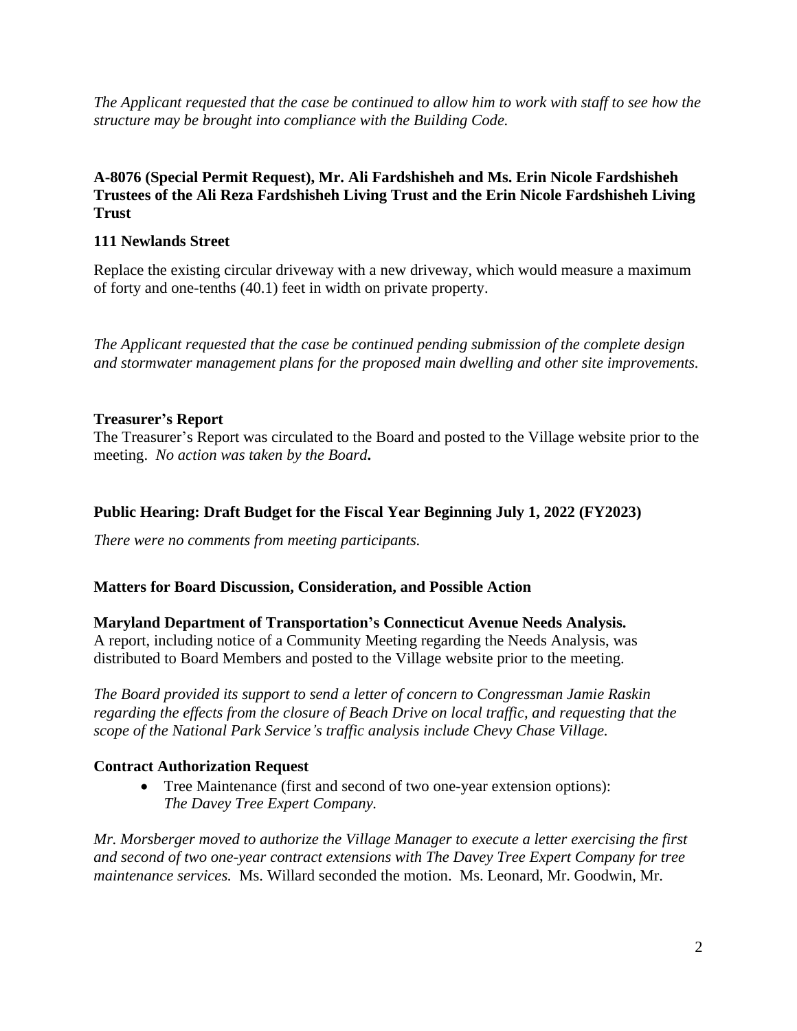*The Applicant requested that the case be continued to allow him to work with staff to see how the structure may be brought into compliance with the Building Code.*

**A-8076 (Special Permit Request), Mr. Ali Fardshisheh and Ms. Erin Nicole Fardshisheh Trustees of the Ali Reza Fardshisheh Living Trust and the Erin Nicole Fardshisheh Living Trust**

**111 Newlands Street**

Replace the existing circular driveway with a new driveway, which would measure a maximum of forty and one-tenths (40.1) feet in width on private property.

*The Applicant requested that the case be continued pending submission of the complete design and stormwater management plans for the proposed main dwelling and other site improvements.*

**Treasurer's Report**

The Treasurer's Report was circulated to the Board and posted to the Village website prior to the meeting. *No action was taken by the Board.*

**Public Hearing: Draft Budget for the Fiscal Year Beginning July 1, 2022 (FY2023)**

*There were no comments from meeting participants.*

**Matters for Board Discussion, Consideration, and Possible Action**

**Maryland Department of Transportation's Connecticut Avenue Needs Analysis.**

A report, including notice of a Community Meeting regarding the Needs Analysis, was distributed to Board Members and posted to the Village website prior to the meeting.

*The Board provided its support to send a letter of concern to Congressman Jamie Raskin regarding the effects from the closure of Beach Drive on local traffic, and requesting that the scope of the National Park Service's traffic analysis include Chevy Chase Village.*

**Contract Authorization Request**

- Tree Maintenance (first and second of two one-year extension options): *The Davey Tree Expert Company.*

*Mr. Morsberger moved to authorize the Village Manager to execute a letter exercising the first and second of two one-year contract extensions with The Davey Tree Expert Company for tree maintenance services.* Ms. Willard seconded the motion. Ms. Leonard, Mr. Goodwin, Mr.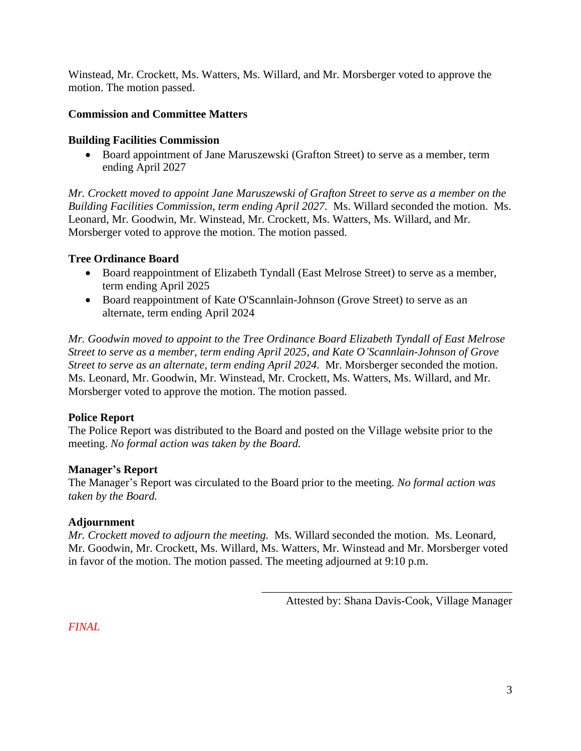Winstead, Mr. Crockett, Ms. Watters, Ms. Willard, and Mr. Morsberger voted to approve the motion. The motion passed.

**Commission and Committee Matters**

**Building Facilities Commission**

- Board appointment of Jane Maruszewski (Grafton Street) to serve as a member, term ending April 2027

*Mr. Crockett moved to appoint Jane Maruszewski of Grafton Street to serve as a member on the Building Facilities Commission, term ending April 2027.* Ms. Willard seconded the motion. Ms. Leonard, Mr. Goodwin, Mr. Winstead, Mr. Crockett, Ms. Watters, Ms. Willard, and Mr. Morsberger voted to approve the motion. The motion passed.

**Tree Ordinance Board**

- Board reappointment of Elizabeth Tyndall (East Melrose Street) to serve as a member, term ending April 2025
- Board reappointment of Kate O'Scannlain-Johnson (Grove Street) to serve as an alternate, term ending April 2024

*Mr. Goodwin moved to appoint to the Tree Ordinance Board Elizabeth Tyndall of East Melrose Street to serve as a member, term ending April 2025, and Kate O'Scannlain-Johnson of Grove Street to serve as an alternate, term ending April 2024.* Mr. Morsberger seconded the motion. Ms. Leonard, Mr. Goodwin, Mr. Winstead, Mr. Crockett, Ms. Watters, Ms. Willard, and Mr. Morsberger voted to approve the motion. The motion passed.

**Police Report**

The Police Report was distributed to the Board and posted on the Village website prior to the meeting. *No formal action was taken by the Board.*

**Manager's Report**

The Manager's Report was circulated to the Board prior to the meeting. *No formal action was taken by the Board.*

**Adjournment**

*Mr. Crockett moved to adjourn the meeting.* Ms. Willard seconded the motion. Ms. Leonard, Mr. Goodwin, Mr. Crockett, Ms. Willard, Ms. Watters, Mr. Winstead and Mr. Morsberger voted in favor of the motion. The motion passed. The meeting adjourned at 9:10 p.m.

\_\_\_\_\_\_\_\_\_\_\_\_\_\_\_\_\_\_\_\_\_\_\_\_\_\_\_\_\_\_\_\_\_\_\_\_\_\_\_\_

Attested by: Shana Davis-Cook, Village Manager

*FINAL*